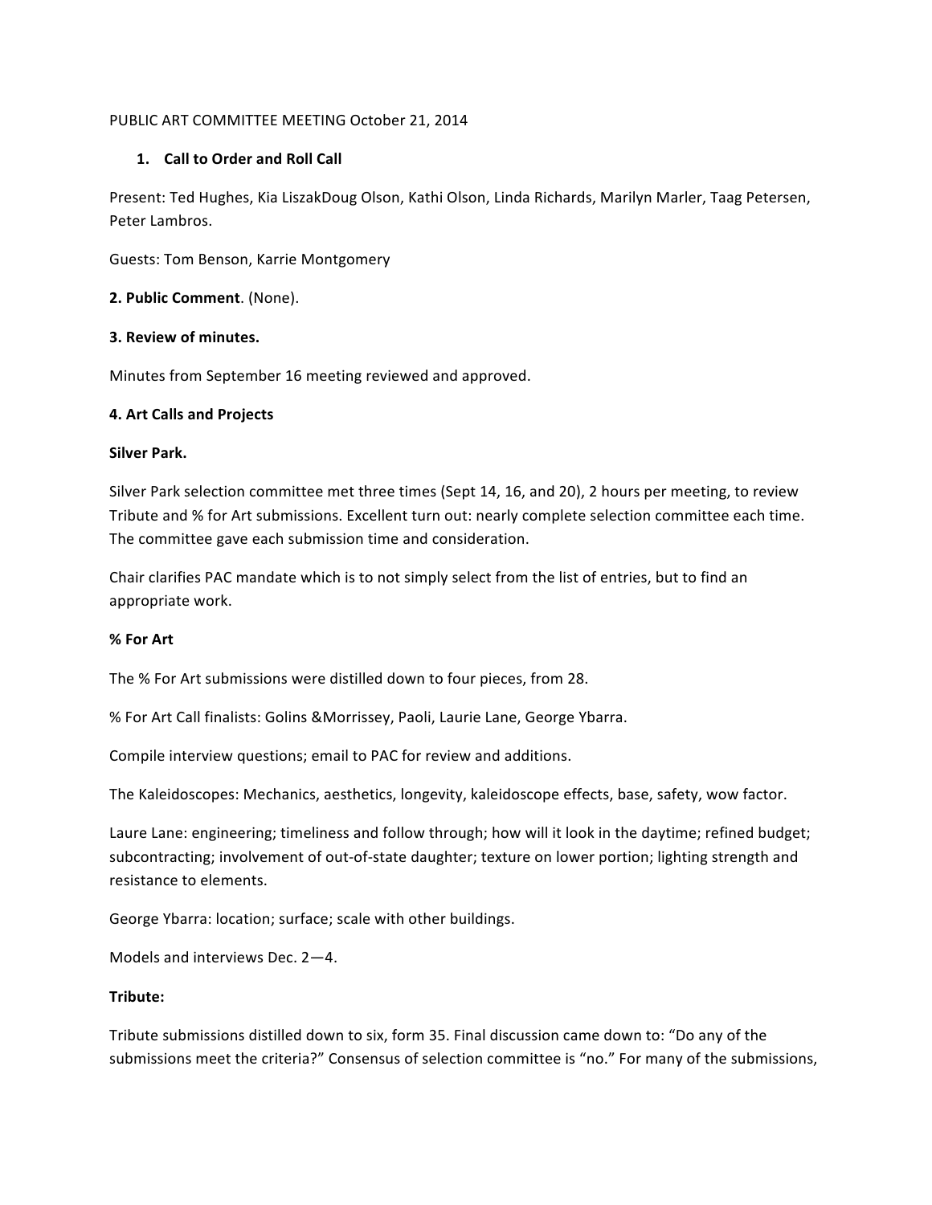PUBLIC ART COMMITTEE MEETING October 21, 2014

1. **Call to Order and Roll Call**

Present: Ted Hughes, Kia LiszakDoug Olson, Kathi Olson, Linda Richards, Marilyn Marler, Taag Petersen, Peter Lambros.

Guests: Tom Benson, Karrie Montgomery

**2. Public Comment**. (None).

**3. Review of minutes.**

Minutes from September 16 meeting reviewed and approved.

**4. Art Calls and Projects**

**Silver Park.**

Silver Park selection committee met three times (Sept 14, 16, and 20), 2 hours per meeting, to review Tribute and % for Art submissions. Excellent turn out: nearly complete selection committee each time. The committee gave each submission time and consideration.

Chair clarifies PAC mandate which is to not simply select from the list of entries, but to find an appropriate work.

**% For Art**

The % For Art submissions were distilled down to four pieces, from 28.

% For Art Call finalists: Golins &Morrissey, Paoli, Laurie Lane, George Ybarra.

Compile interview questions; email to PAC for review and additions.

The Kaleidoscopes: Mechanics, aesthetics, longevity, kaleidoscope effects, base, safety, wow factor.

Laure Lane: engineering; timeliness and follow through; how will it look in the daytime; refined budget; subcontracting; involvement of out-of-state daughter; texture on lower portion; lighting strength and resistance to elements.

George Ybarra: location; surface; scale with other buildings.

Models and interviews Dec. 2—4.

**Tribute:**

Tribute submissions distilled down to six, form 35. Final discussion came down to: "Do any of the submissions meet the criteria?" Consensus of selection committee is "no." For many of the submissions,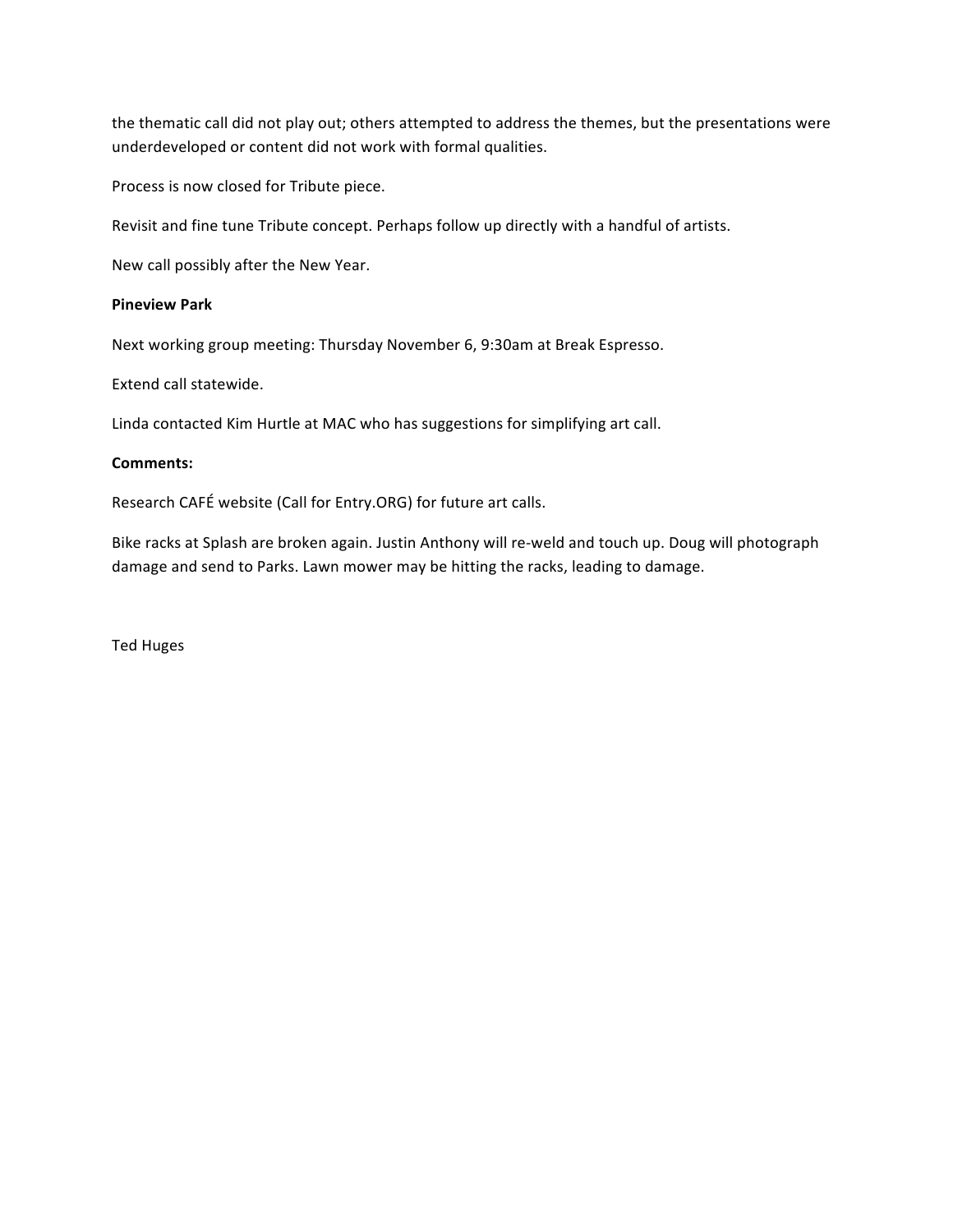the thematic call did not play out; others attempted to address the themes, but the presentations were underdeveloped or content did not work with formal qualities.

Process is now closed for Tribute piece.

Revisit and fine tune Tribute concept. Perhaps follow up directly with a handful of artists.

New call possibly after the New Year.

**Pineview Park**

Next working group meeting: Thursday November 6, 9:30am at Break Espresso.

Extend call statewide.

Linda contacted Kim Hurtle at MAC who has suggestions for simplifying art call.

**Comments:**

Research CAFÉ website (Call for Entry.ORG) for future art calls.

Bike racks at Splash are broken again. Justin Anthony will re-weld and touch up. Doug will photograph damage and send to Parks. Lawn mower may be hitting the racks, leading to damage.

Ted Huges